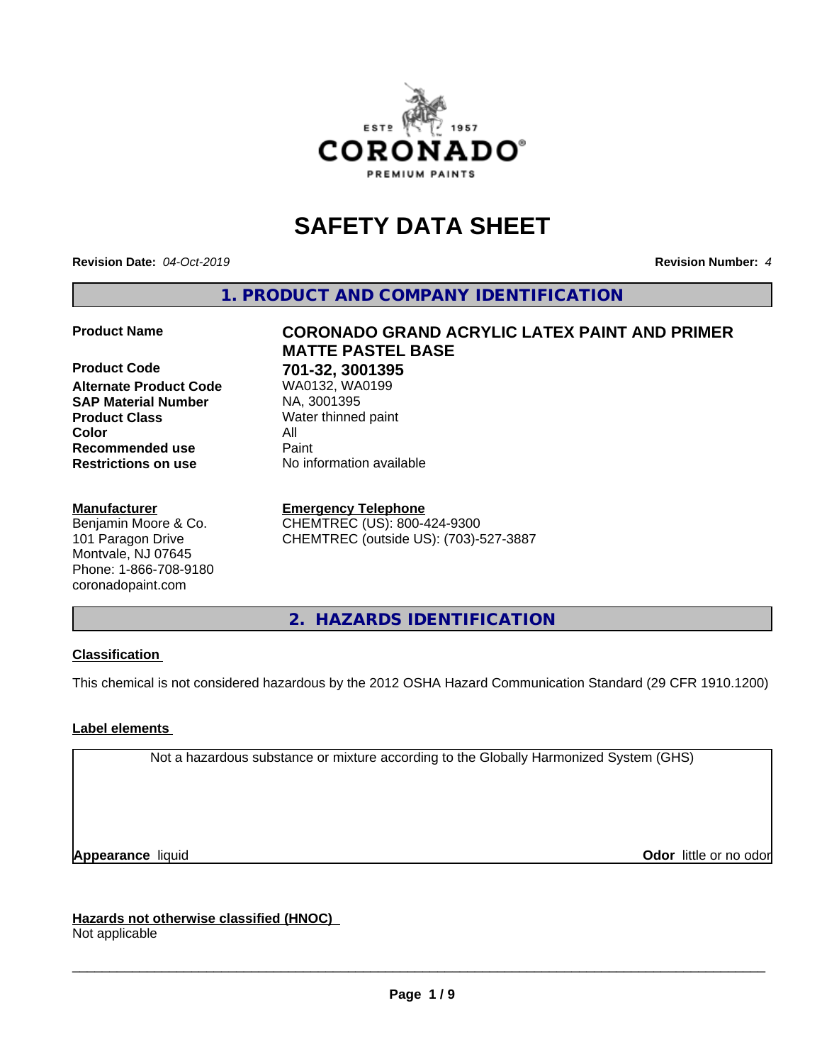# SAFETY DATA SHEET

**Revision Date:** *04-Oct-2019*

**Revision Number:** *4*

## 1. PRODUCT AND COMPANY IDENTIFICATION

| | |
|---|---|
| **Product Name** | **CORONADO GRAND ACRYLIC LATEX PAINT AND PRIMER MATTE PASTEL BASE** |
| **Product Code** | **701-32, 3001395** |
| **Alternate Product Code** | WA0132, WA0199 |
| **SAP Material Number** | NA, 3001395 |
| **Product Class** | Water thinned paint |
| **Color** | All |
| **Recommended use** | Paint |
| **Restrictions on use** | No information available |

**Manufacturer**
Benjamin Moore & Co.
101 Paragon Drive
Montvale, NJ 07645
Phone: 1-866-708-9180
coronadopaint.com

**Emergency Telephone**
CHEMTREC (US): 800-424-9300
CHEMTREC (outside US): (703)-527-3887

## 2. HAZARDS IDENTIFICATION

**Classification**

This chemical is not considered hazardous by the 2012 OSHA Hazard Communication Standard (29 CFR 1910.1200)

**Label elements**

Not a hazardous substance or mixture according to the Globally Harmonized System (GHS)

**Appearance** liquid

**Odor** little or no odor

**Hazards not otherwise classified (HNOC)**
Not applicable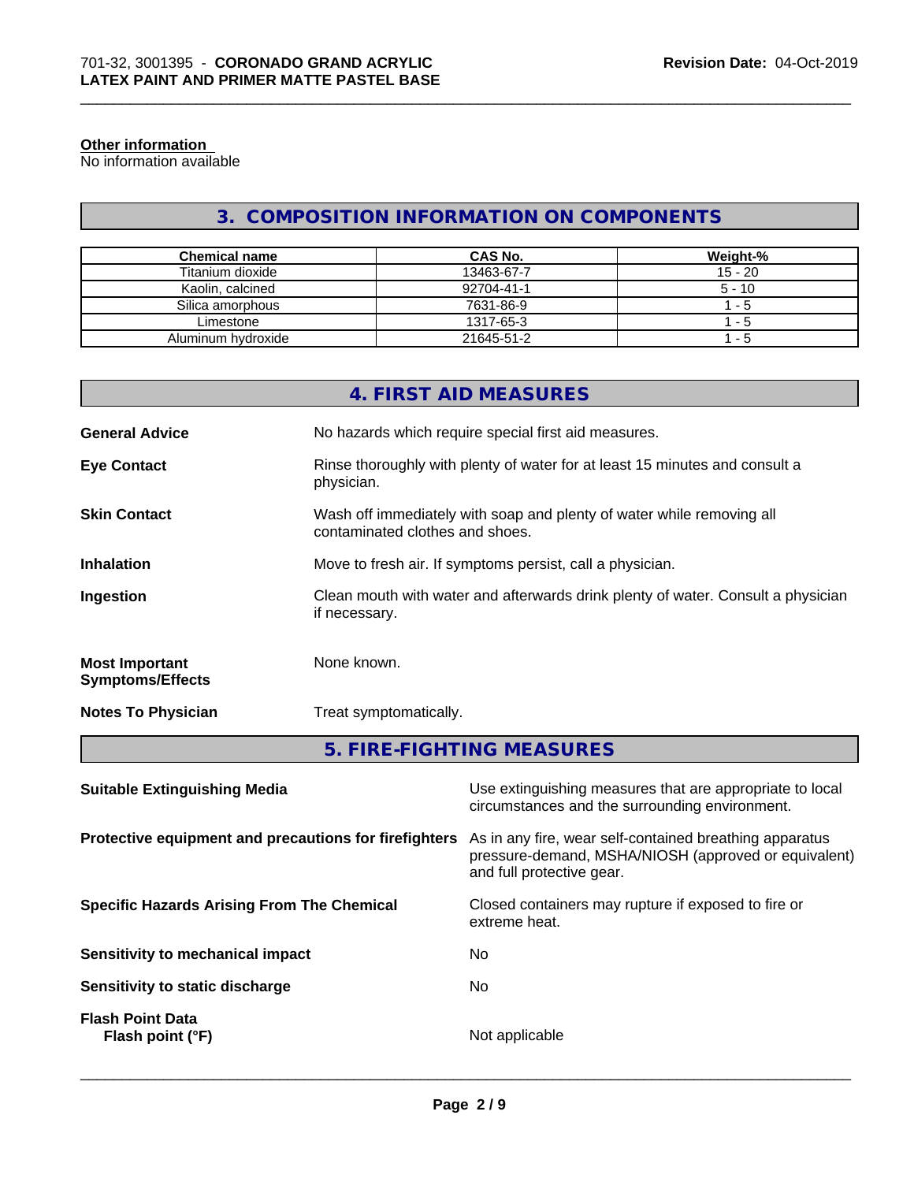**Other information**
No information available

## 3. COMPOSITION INFORMATION ON COMPONENTS

| Chemical name | CAS No. | Weight-% |
|---|---|---|
| Titanium dioxide | 13463-67-7 | 15 - 20 |
| Kaolin, calcined | 92704-41-1 | 5 - 10 |
| Silica amorphous | 7631-86-9 | 1 - 5 |
| Limestone | 1317-65-3 | 1 - 5 |
| Aluminum hydroxide | 21645-51-2 | 1 - 5 |

## 4. FIRST AID MEASURES

**General Advice**
No hazards which require special first aid measures.

**Eye Contact**
Rinse thoroughly with plenty of water for at least 15 minutes and consult a physician.

**Skin Contact**
Wash off immediately with soap and plenty of water while removing all contaminated clothes and shoes.

**Inhalation**
Move to fresh air. If symptoms persist, call a physician.

**Ingestion**
Clean mouth with water and afterwards drink plenty of water. Consult a physician if necessary.

**Most Important Symptoms/Effects**
None known.

**Notes To Physician**
Treat symptomatically.

## 5. FIRE-FIGHTING MEASURES

**Suitable Extinguishing Media**
Use extinguishing measures that are appropriate to local circumstances and the surrounding environment.

**Protective equipment and precautions for firefighters**
As in any fire, wear self-contained breathing apparatus pressure-demand, MSHA/NIOSH (approved or equivalent) and full protective gear.

**Specific Hazards Arising From The Chemical**
Closed containers may rupture if exposed to fire or extreme heat.

**Sensitivity to mechanical impact**
No

**Sensitivity to static discharge**
No

**Flash Point Data**
**Flash point (°F)**
Not applicable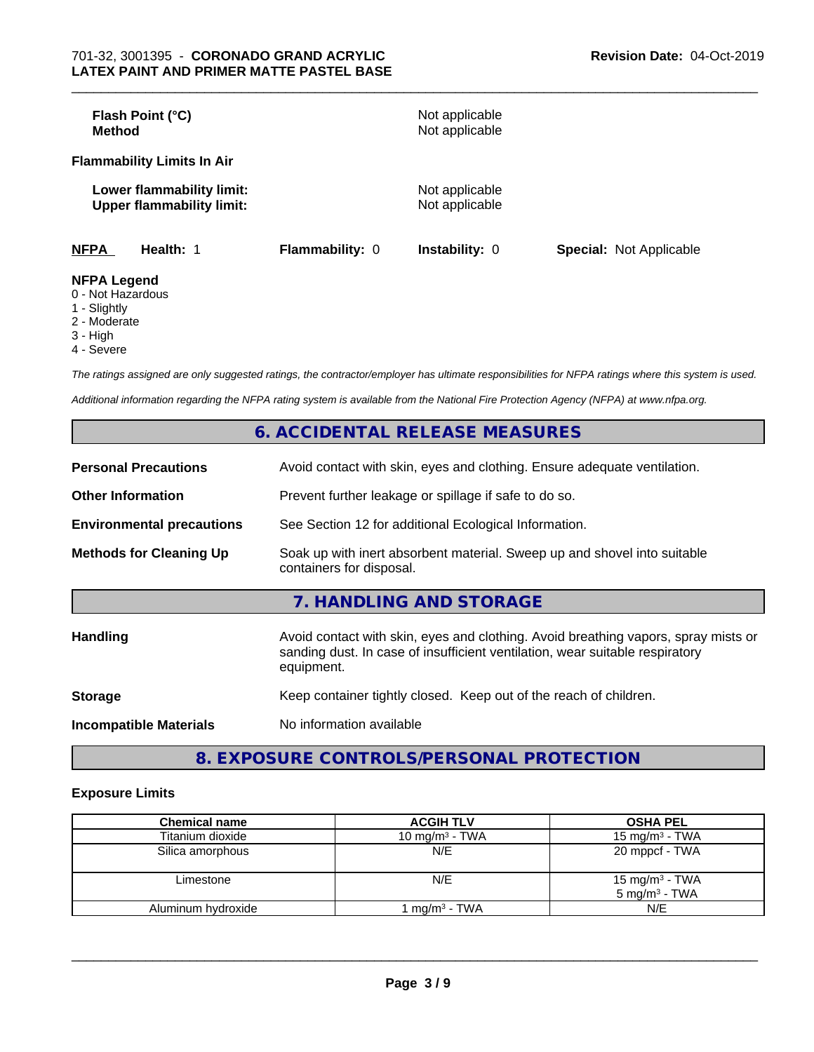| | |
|---|---|
| **Flash Point (°C)** | Not applicable |
| **Method** | Not applicable |

**Flammability Limits In Air**

| | |
|---|---|
| **Lower flammability limit:** | Not applicable |
| **Upper flammability limit:** | Not applicable |

| **NFPA** | **Health:** 1 | **Flammability:** 0 | **Instability:** 0 | **Special:** Not Applicable |
|---|---|---|---|---|

**NFPA Legend**
0 - Not Hazardous
1 - Slightly
2 - Moderate
3 - High
4 - Severe

*The ratings assigned are only suggested ratings, the contractor/employer has ultimate responsibilities for NFPA ratings where this system is used.*

*Additional information regarding the NFPA rating system is available from the National Fire Protection Agency (NFPA) at www.nfpa.org.*

## 6. ACCIDENTAL RELEASE MEASURES

| | |
|---|---|
| **Personal Precautions** | Avoid contact with skin, eyes and clothing. Ensure adequate ventilation. |
| **Other Information** | Prevent further leakage or spillage if safe to do so. |
| **Environmental precautions** | See Section 12 for additional Ecological Information. |
| **Methods for Cleaning Up** | Soak up with inert absorbent material. Sweep up and shovel into suitable containers for disposal. |

## 7. HANDLING AND STORAGE

| | |
|---|---|
| **Handling** | Avoid contact with skin, eyes and clothing. Avoid breathing vapors, spray mists or sanding dust. In case of insufficient ventilation, wear suitable respiratory equipment. |
| **Storage** | Keep container tightly closed. Keep out of the reach of children. |
| **Incompatible Materials** | No information available |

## 8. EXPOSURE CONTROLS/PERSONAL PROTECTION

### Exposure Limits

| Chemical name | ACGIH TLV | OSHA PEL |
|---|---|---|
| Titanium dioxide | 10 mg/m³ - TWA | 15 mg/m³ - TWA |
| Silica amorphous | N/E | 20 mppcf - TWA |
| Limestone | N/E | 15 mg/m³ - TWA<br>5 mg/m³ - TWA |
| Aluminum hydroxide | 1 mg/m³ - TWA | N/E |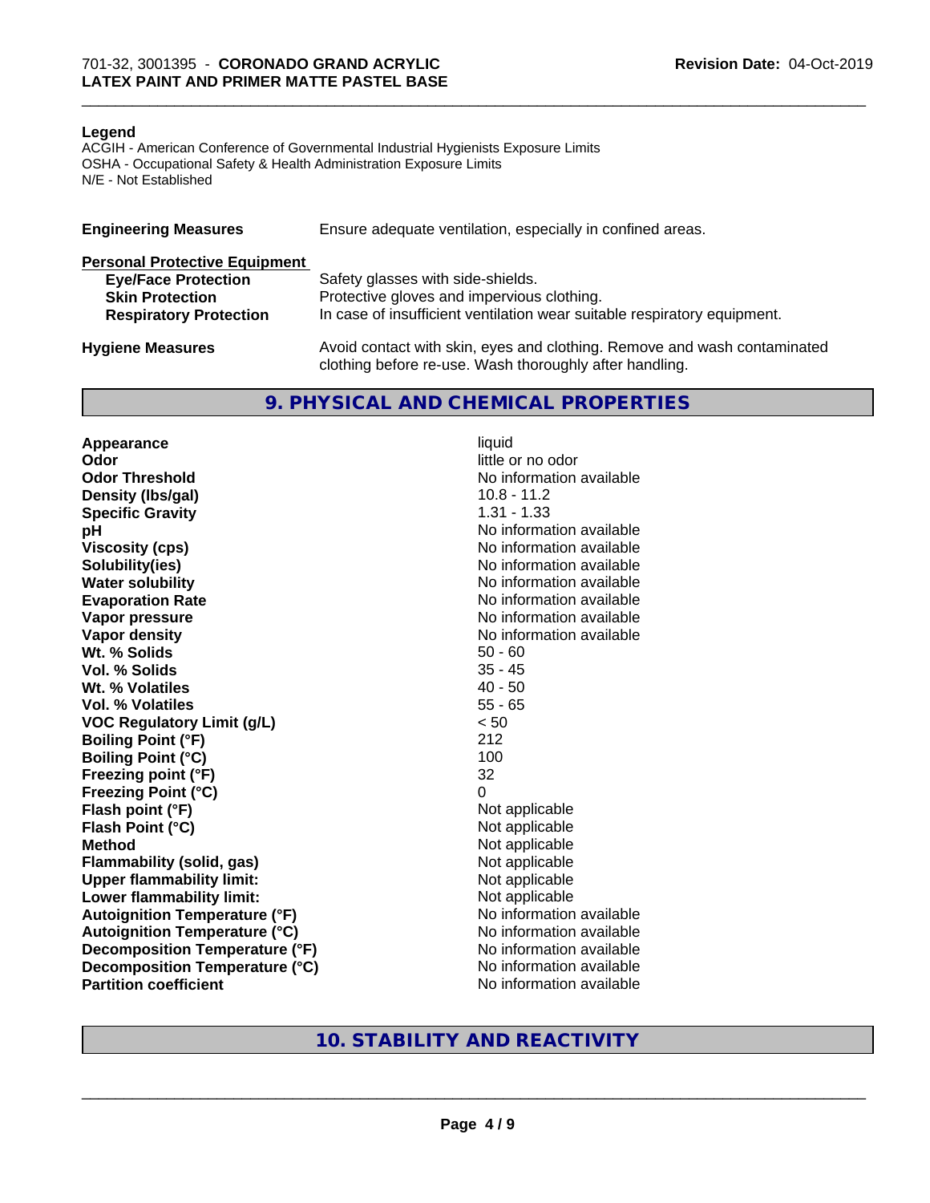**Legend**

ACGIH - American Conference of Governmental Industrial Hygienists Exposure Limits
OSHA - Occupational Safety & Health Administration Exposure Limits
N/E - Not Established

| | |
|---|---|
| **Engineering Measures** | Ensure adequate ventilation, especially in confined areas. |
| **Personal Protective Equipment** | |
| **Eye/Face Protection** | Safety glasses with side-shields. |
| **Skin Protection** | Protective gloves and impervious clothing. |
| **Respiratory Protection** | In case of insufficient ventilation wear suitable respiratory equipment. |
| **Hygiene Measures** | Avoid contact with skin, eyes and clothing. Remove and wash contaminated clothing before re-use. Wash thoroughly after handling. |

## 9. PHYSICAL AND CHEMICAL PROPERTIES

| | |
|---|---|
| **Appearance** | liquid |
| **Odor** | little or no odor |
| **Odor Threshold** | No information available |
| **Density (lbs/gal)** | 10.8 - 11.2 |
| **Specific Gravity** | 1.31 - 1.33 |
| **pH** | No information available |
| **Viscosity (cps)** | No information available |
| **Solubility(ies)** | No information available |
| **Water solubility** | No information available |
| **Evaporation Rate** | No information available |
| **Vapor pressure** | No information available |
| **Vapor density** | No information available |
| **Wt. % Solids** | 50 - 60 |
| **Vol. % Solids** | 35 - 45 |
| **Wt. % Volatiles** | 40 - 50 |
| **Vol. % Volatiles** | 55 - 65 |
| **VOC Regulatory Limit (g/L)** | < 50 |
| **Boiling Point (°F)** | 212 |
| **Boiling Point (°C)** | 100 |
| **Freezing point (°F)** | 32 |
| **Freezing Point (°C)** | 0 |
| **Flash point (°F)** | Not applicable |
| **Flash Point (°C)** | Not applicable |
| **Method** | Not applicable |
| **Flammability (solid, gas)** | Not applicable |
| **Upper flammability limit:** | Not applicable |
| **Lower flammability limit:** | Not applicable |
| **Autoignition Temperature (°F)** | No information available |
| **Autoignition Temperature (°C)** | No information available |
| **Decomposition Temperature (°F)** | No information available |
| **Decomposition Temperature (°C)** | No information available |
| **Partition coefficient** | No information available |

## 10. STABILITY AND REACTIVITY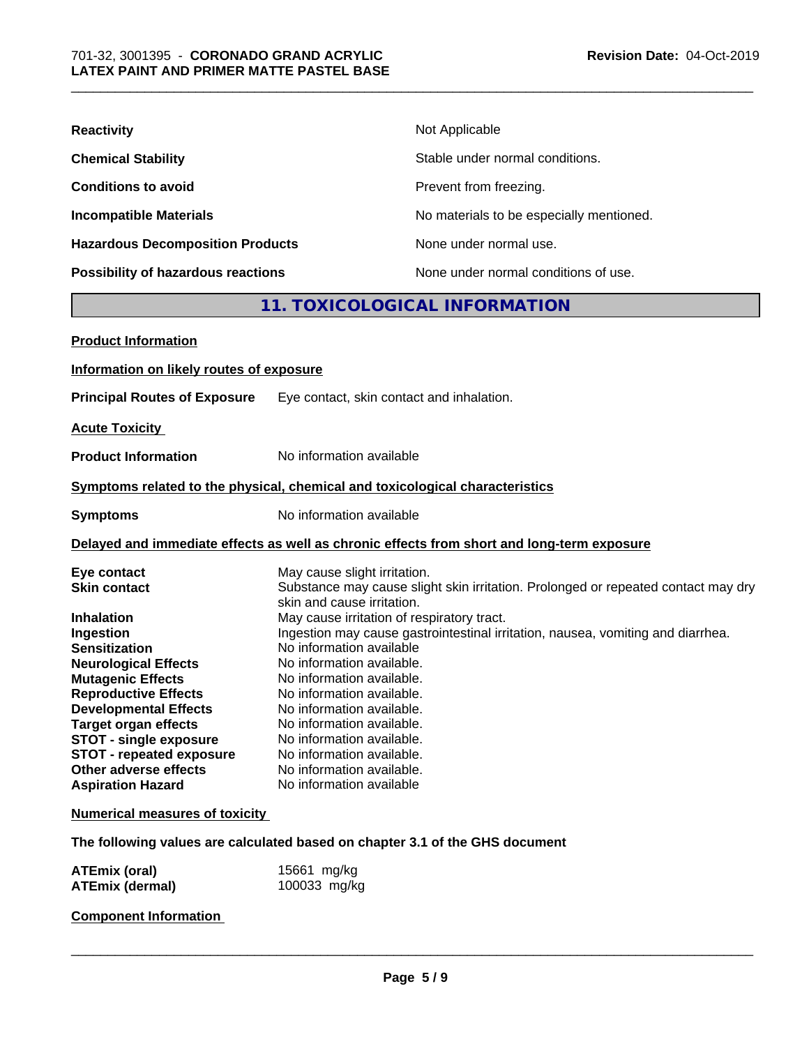| | |
|---|---|
| **Reactivity** | Not Applicable |
| **Chemical Stability** | Stable under normal conditions. |
| **Conditions to avoid** | Prevent from freezing. |
| **Incompatible Materials** | No materials to be especially mentioned. |
| **Hazardous Decomposition Products** | None under normal use. |
| **Possibility of hazardous reactions** | None under normal conditions of use. |

## 11. TOXICOLOGICAL INFORMATION

**Product Information**

**Information on likely routes of exposure**

**Principal Routes of Exposure** Eye contact, skin contact and inhalation.

**Acute Toxicity**

**Product Information** No information available

**Symptoms related to the physical, chemical and toxicological characteristics**

**Symptoms** No information available

**Delayed and immediate effects as well as chronic effects from short and long-term exposure**

| | |
|---|---|
| **Eye contact** | May cause slight irritation. |
| **Skin contact** | Substance may cause slight skin irritation. Prolonged or repeated contact may dry skin and cause irritation. |
| **Inhalation** | May cause irritation of respiratory tract. |
| **Ingestion** | Ingestion may cause gastrointestinal irritation, nausea, vomiting and diarrhea. |
| **Sensitization** | No information available |
| **Neurological Effects** | No information available. |
| **Mutagenic Effects** | No information available. |
| **Reproductive Effects** | No information available. |
| **Developmental Effects** | No information available. |
| **Target organ effects** | No information available. |
| **STOT - single exposure** | No information available. |
| **STOT - repeated exposure** | No information available. |
| **Other adverse effects** | No information available. |
| **Aspiration Hazard** | No information available |

**Numerical measures of toxicity**

**The following values are calculated based on chapter 3.1 of the GHS document**

| | |
|---|---|
| **ATEmix (oral)** | 15661 mg/kg |
| **ATEmix (dermal)** | 100033 mg/kg |

**Component Information**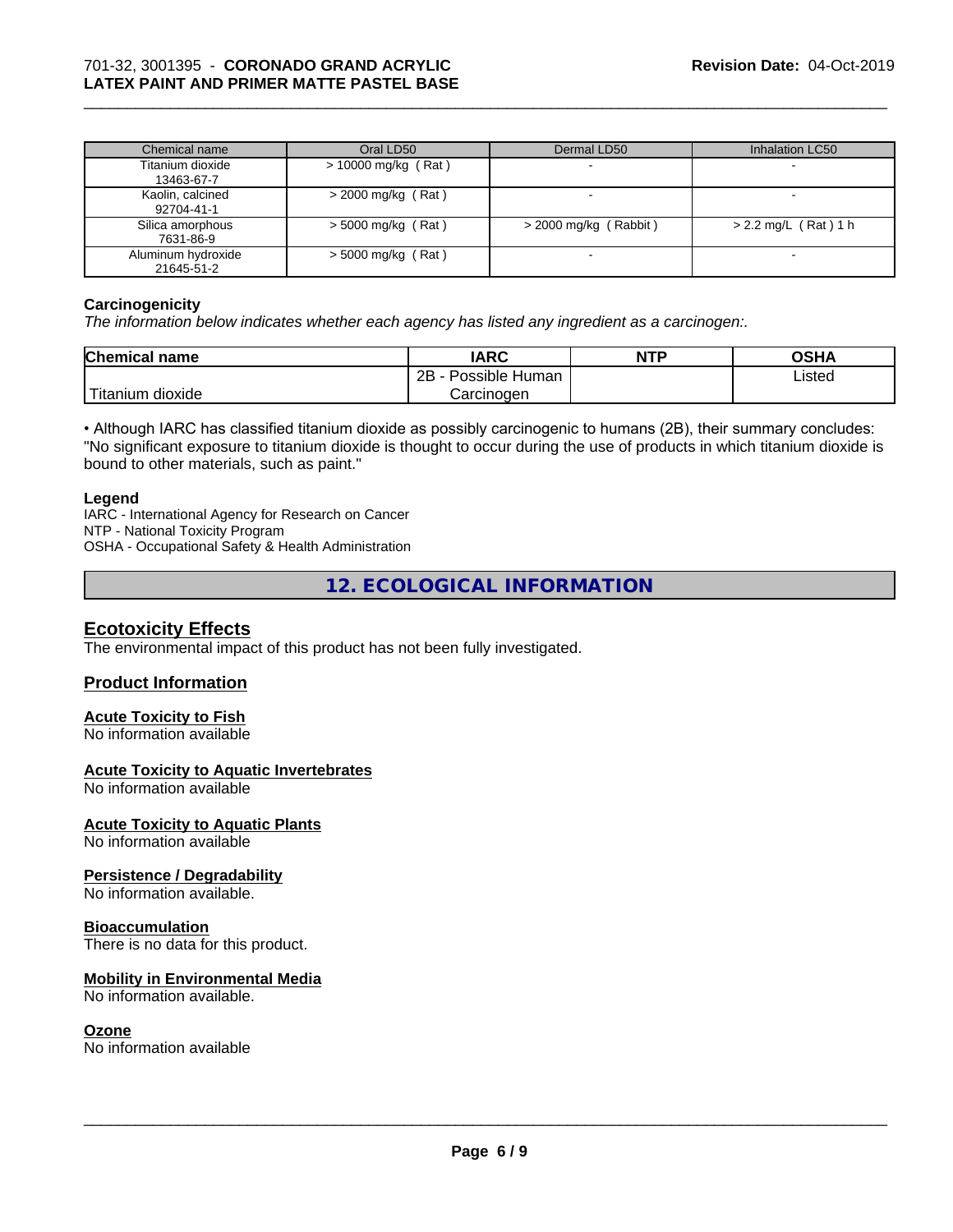| Chemical name | Oral LD50 | Dermal LD50 | Inhalation LC50 |
| --- | --- | --- | --- |
| Titanium dioxide<br>13463-67-7 | > 10000 mg/kg ( Rat ) | - | - |
| Kaolin, calcined<br>92704-41-1 | > 2000 mg/kg ( Rat ) | - | - |
| Silica amorphous<br>7631-86-9 | > 5000 mg/kg ( Rat ) | > 2000 mg/kg ( Rabbit ) | > 2.2 mg/L ( Rat ) 1 h |
| Aluminum hydroxide<br>21645-51-2 | > 5000 mg/kg ( Rat ) | - | - |

**Carcinogenicity**

*The information below indicates whether each agency has listed any ingredient as a carcinogen:.*

| Chemical name | IARC | NTP | OSHA |
| --- | --- | --- | --- |
| Titanium dioxide | 2B - Possible Human Carcinogen | | Listed |

• Although IARC has classified titanium dioxide as possibly carcinogenic to humans (2B), their summary concludes: "No significant exposure to titanium dioxide is thought to occur during the use of products in which titanium dioxide is bound to other materials, such as paint."

**Legend**

IARC - International Agency for Research on Cancer
NTP - National Toxicity Program
OSHA - Occupational Safety & Health Administration

## 12. ECOLOGICAL INFORMATION

### Ecotoxicity Effects

The environmental impact of this product has not been fully investigated.

### Product Information

**Acute Toxicity to Fish**
No information available

**Acute Toxicity to Aquatic Invertebrates**
No information available

**Acute Toxicity to Aquatic Plants**
No information available

**Persistence / Degradability**
No information available.

**Bioaccumulation**
There is no data for this product.

**Mobility in Environmental Media**
No information available.

**Ozone**
No information available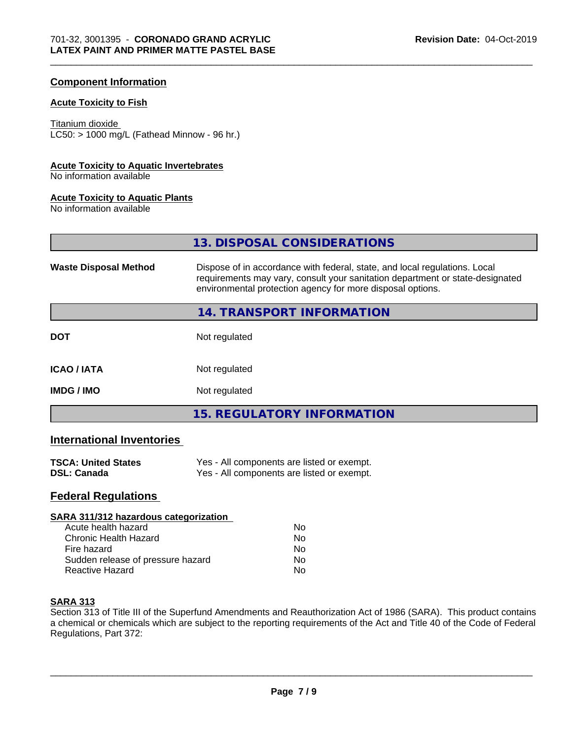## Component Information

### Acute Toxicity to Fish

Titanium dioxide
LC50: > 1000 mg/L (Fathead Minnow - 96 hr.)

### Acute Toxicity to Aquatic Invertebrates

No information available

### Acute Toxicity to Aquatic Plants

No information available

## 13. DISPOSAL CONSIDERATIONS

| | |
|---|---|
| **Waste Disposal Method** | Dispose of in accordance with federal, state, and local regulations. Local requirements may vary, consult your sanitation department or state-designated environmental protection agency for more disposal options. |

## 14. TRANSPORT INFORMATION

| | |
|---|---|
| **DOT** | Not regulated |
| **ICAO / IATA** | Not regulated |
| **IMDG / IMO** | Not regulated |

## 15. REGULATORY INFORMATION

### International Inventories

| | |
|---|---|
| **TSCA: United States** | Yes - All components are listed or exempt. |
| **DSL: Canada** | Yes - All components are listed or exempt. |

### Federal Regulations

**SARA 311/312 hazardous categorization**

| | |
|---|---|
| Acute health hazard | No |
| Chronic Health Hazard | No |
| Fire hazard | No |
| Sudden release of pressure hazard | No |
| Reactive Hazard | No |

**SARA 313**

Section 313 of Title III of the Superfund Amendments and Reauthorization Act of 1986 (SARA). This product contains a chemical or chemicals which are subject to the reporting requirements of the Act and Title 40 of the Code of Federal Regulations, Part 372: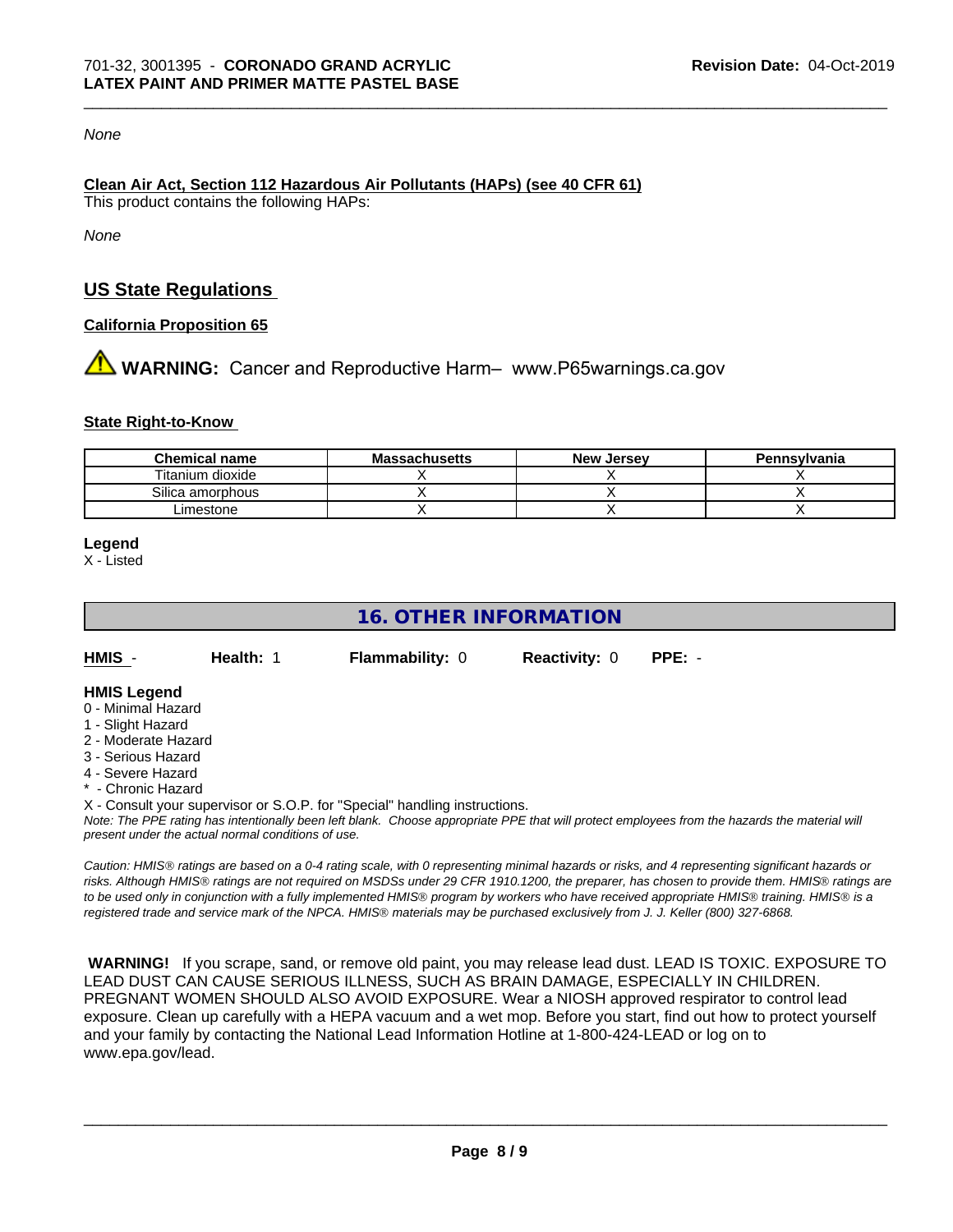*None*

**Clean Air Act, Section 112 Hazardous Air Pollutants (HAPs) (see 40 CFR 61)**

This product contains the following HAPs:

*None*

## US State Regulations

**California Proposition 65**

⚠ **WARNING:** Cancer and Reproductive Harm– www.P65warnings.ca.gov

**State Right-to-Know**

| Chemical name | Massachusetts | New Jersey | Pennsylvania |
|---|---|---|---|
| Titanium dioxide | X | X | X |
| Silica amorphous | X | X | X |
| Limestone | X | X | X |

**Legend**

X - Listed

## 16. OTHER INFORMATION

| **HMIS** - | **Health:** 1 | **Flammability:** 0 | **Reactivity:** 0 | **PPE:** - |
|---|---|---|---|---|

**HMIS Legend**

0 - Minimal Hazard
1 - Slight Hazard
2 - Moderate Hazard
3 - Serious Hazard
4 - Severe Hazard
* - Chronic Hazard
X - Consult your supervisor or S.O.P. for "Special" handling instructions.

*Note: The PPE rating has intentionally been left blank. Choose appropriate PPE that will protect employees from the hazards the material will present under the actual normal conditions of use.*

*Caution: HMIS® ratings are based on a 0-4 rating scale, with 0 representing minimal hazards or risks, and 4 representing significant hazards or risks. Although HMIS® ratings are not required on MSDSs under 29 CFR 1910.1200, the preparer, has chosen to provide them. HMIS® ratings are to be used only in conjunction with a fully implemented HMIS® program by workers who have received appropriate HMIS® training. HMIS® is a registered trade and service mark of the NPCA. HMIS® materials may be purchased exclusively from J. J. Keller (800) 327-6868.*

**WARNING!** If you scrape, sand, or remove old paint, you may release lead dust. LEAD IS TOXIC. EXPOSURE TO LEAD DUST CAN CAUSE SERIOUS ILLNESS, SUCH AS BRAIN DAMAGE, ESPECIALLY IN CHILDREN. PREGNANT WOMEN SHOULD ALSO AVOID EXPOSURE. Wear a NIOSH approved respirator to control lead exposure. Clean up carefully with a HEPA vacuum and a wet mop. Before you start, find out how to protect yourself and your family by contacting the National Lead Information Hotline at 1-800-424-LEAD or log on to www.epa.gov/lead.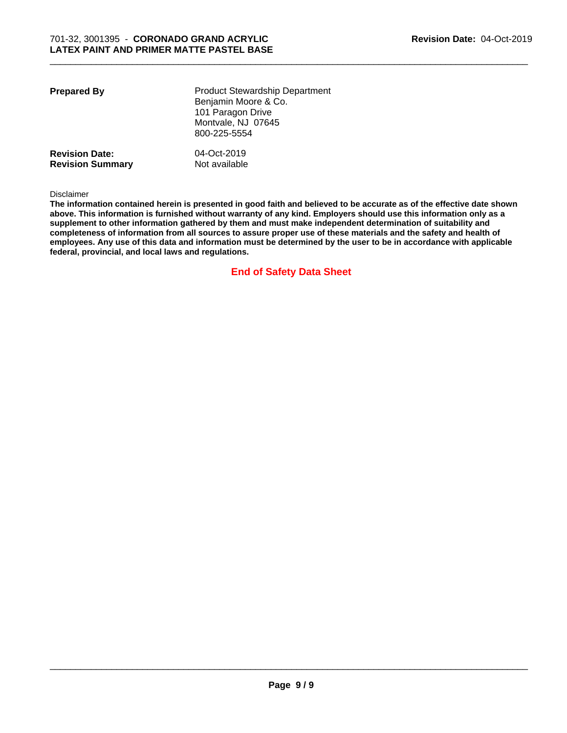| | |
|---|---|
| **Prepared By** | Product Stewardship Department<br>Benjamin Moore & Co.<br>101 Paragon Drive<br>Montvale, NJ 07645<br>800-225-5554 |
| **Revision Date:** | 04-Oct-2019 |
| **Revision Summary** | Not available |

Disclaimer

**The information contained herein is presented in good faith and believed to be accurate as of the effective date shown above. This information is furnished without warranty of any kind. Employers should use this information only as a supplement to other information gathered by them and must make independent determination of suitability and completeness of information from all sources to assure proper use of these materials and the safety and health of employees. Any use of this data and information must be determined by the user to be in accordance with applicable federal, provincial, and local laws and regulations.**

**End of Safety Data Sheet**